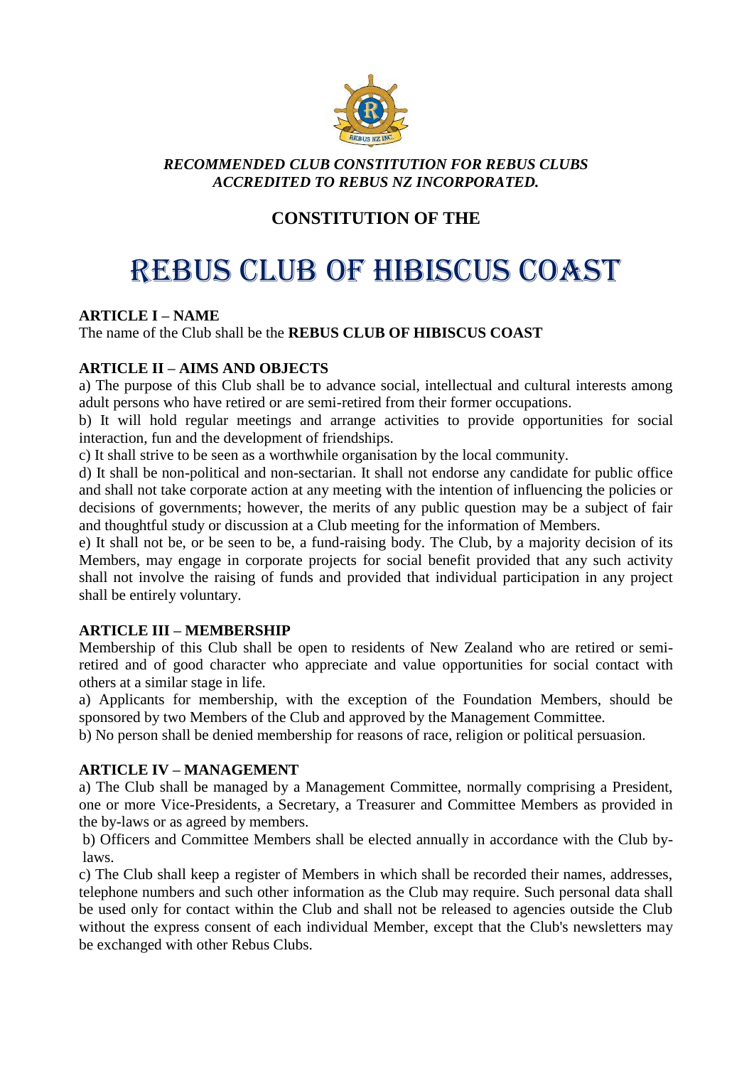***RECOMMENDED CLUB CONSTITUTION FOR REBUS CLUBS ACCREDITED TO REBUS NZ INCORPORATED.***

## CONSTITUTION OF THE

# REBUS CLUB OF HIBISCUS COAST

**ARTICLE I – NAME**

The name of the Club shall be the **REBUS CLUB OF HIBISCUS COAST**

**ARTICLE II – AIMS AND OBJECTS**

a) The purpose of this Club shall be to advance social, intellectual and cultural interests among adult persons who have retired or are semi-retired from their former occupations.

b) It will hold regular meetings and arrange activities to provide opportunities for social interaction, fun and the development of friendships.

c) It shall strive to be seen as a worthwhile organisation by the local community.

d) It shall be non-political and non-sectarian. It shall not endorse any candidate for public office and shall not take corporate action at any meeting with the intention of influencing the policies or decisions of governments; however, the merits of any public question may be a subject of fair and thoughtful study or discussion at a Club meeting for the information of Members.

e) It shall not be, or be seen to be, a fund-raising body. The Club, by a majority decision of its Members, may engage in corporate projects for social benefit provided that any such activity shall not involve the raising of funds and provided that individual participation in any project shall be entirely voluntary.

**ARTICLE III – MEMBERSHIP**

Membership of this Club shall be open to residents of New Zealand who are retired or semi-retired and of good character who appreciate and value opportunities for social contact with others at a similar stage in life.

a) Applicants for membership, with the exception of the Foundation Members, should be sponsored by two Members of the Club and approved by the Management Committee.

b) No person shall be denied membership for reasons of race, religion or political persuasion.

**ARTICLE IV – MANAGEMENT**

a) The Club shall be managed by a Management Committee, normally comprising a President, one or more Vice-Presidents, a Secretary, a Treasurer and Committee Members as provided in the by-laws or as agreed by members.

b) Officers and Committee Members shall be elected annually in accordance with the Club by-laws.

c) The Club shall keep a register of Members in which shall be recorded their names, addresses, telephone numbers and such other information as the Club may require. Such personal data shall be used only for contact within the Club and shall not be released to agencies outside the Club without the express consent of each individual Member, except that the Club's newsletters may be exchanged with other Rebus Clubs.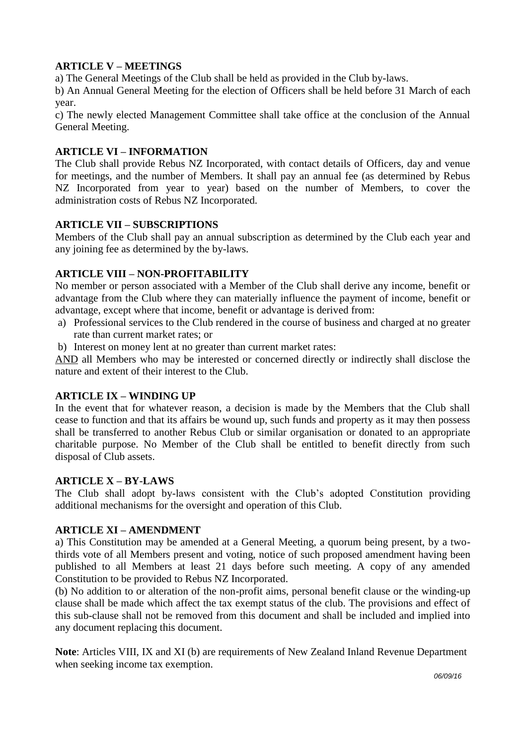**ARTICLE V – MEETINGS**

a) The General Meetings of the Club shall be held as provided in the Club by-laws.

b) An Annual General Meeting for the election of Officers shall be held before 31 March of each year.

c) The newly elected Management Committee shall take office at the conclusion of the Annual General Meeting.

**ARTICLE VI – INFORMATION**

The Club shall provide Rebus NZ Incorporated, with contact details of Officers, day and venue for meetings, and the number of Members. It shall pay an annual fee (as determined by Rebus NZ Incorporated from year to year) based on the number of Members, to cover the administration costs of Rebus NZ Incorporated.

**ARTICLE VII – SUBSCRIPTIONS**

Members of the Club shall pay an annual subscription as determined by the Club each year and any joining fee as determined by the by-laws.

**ARTICLE VIII – NON-PROFITABILITY**

No member or person associated with a Member of the Club shall derive any income, benefit or advantage from the Club where they can materially influence the payment of income, benefit or advantage, except where that income, benefit or advantage is derived from:

a) Professional services to the Club rendered in the course of business and charged at no greater rate than current market rates; or

b) Interest on money lent at no greater than current market rates:

AND all Members who may be interested or concerned directly or indirectly shall disclose the nature and extent of their interest to the Club.

**ARTICLE IX – WINDING UP**

In the event that for whatever reason, a decision is made by the Members that the Club shall cease to function and that its affairs be wound up, such funds and property as it may then possess shall be transferred to another Rebus Club or similar organisation or donated to an appropriate charitable purpose. No Member of the Club shall be entitled to benefit directly from such disposal of Club assets.

**ARTICLE X – BY-LAWS**

The Club shall adopt by-laws consistent with the Club's adopted Constitution providing additional mechanisms for the oversight and operation of this Club.

**ARTICLE XI – AMENDMENT**

a) This Constitution may be amended at a General Meeting, a quorum being present, by a two-thirds vote of all Members present and voting, notice of such proposed amendment having been published to all Members at least 21 days before such meeting. A copy of any amended Constitution to be provided to Rebus NZ Incorporated.

(b) No addition to or alteration of the non-profit aims, personal benefit clause or the winding-up clause shall be made which affect the tax exempt status of the club. The provisions and effect of this sub-clause shall not be removed from this document and shall be included and implied into any document replacing this document.

**Note**: Articles VIII, IX and XI (b) are requirements of New Zealand Inland Revenue Department when seeking income tax exemption.

*06/09/16*